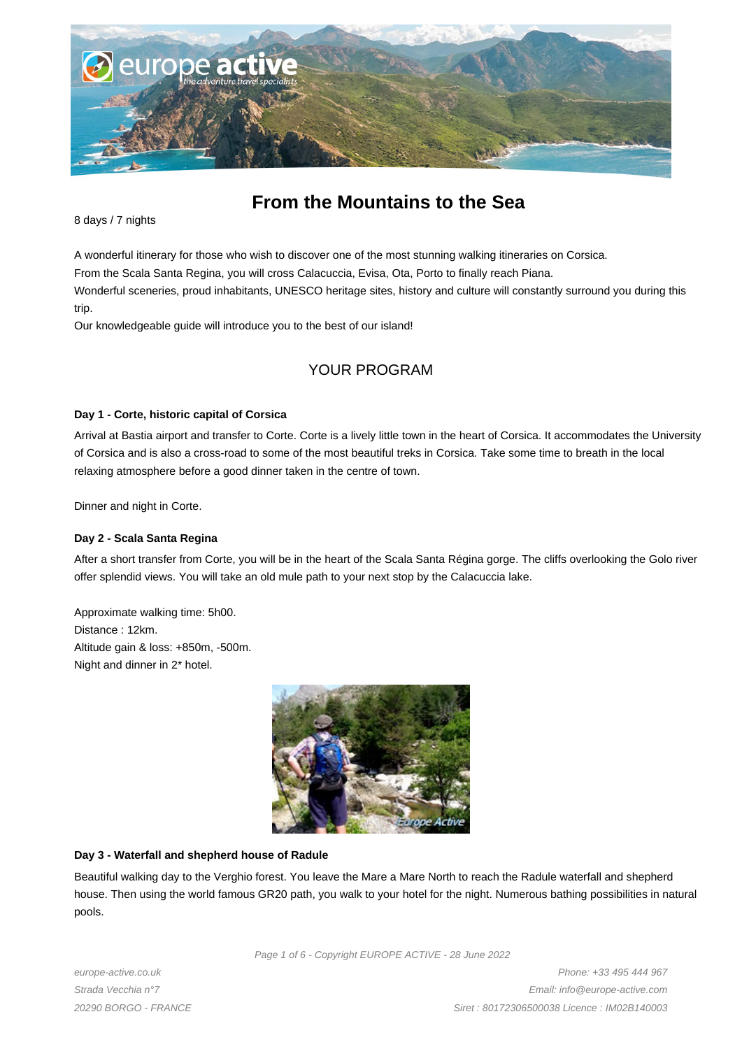# From the Mountains to the Sea

8 days / 7 nights

A wonderful itinerary for those who wish to discover one of the most stunning walking itineraries on Corsica.
From the Scala Santa Regina, you will cross Calacuccia, Evisa, Ota, Porto to finally reach Piana.
Wonderful sceneries, proud inhabitants, UNESCO heritage sites, history and culture will constantly surround you during this trip.
Our knowledgeable guide will introduce you to the best of our island!

## YOUR PROGRAM

### Day 1 - Corte, historic capital of Corsica

Arrival at Bastia airport and transfer to Corte. Corte is a lively little town in the heart of Corsica. It accommodates the University of Corsica and is also a cross-road to some of the most beautiful treks in Corsica. Take some time to breath in the local relaxing atmosphere before a good dinner taken in the centre of town.

Dinner and night in Corte.

### Day 2 - Scala Santa Regina

After a short transfer from Corte, you will be in the heart of the Scala Santa Régina gorge. The cliffs overlooking the Golo river offer splendid views. You will take an old mule path to your next stop by the Calacuccia lake.

Approximate walking time: 5h00.
Distance : 12km.
Altitude gain & loss: +850m, -500m.
Night and dinner in 2* hotel.

### Day 3 - Waterfall and shepherd house of Radule

Beautiful walking day to the Verghio forest. You leave the Mare a Mare North to reach the Radule waterfall and shepherd house. Then using the world famous GR20 path, you walk to your hotel for the night. Numerous bathing possibilities in natural pools.

europe-active.co.uk
Strada Vecchia n°7
20290 BORGO - FRANCE

Phone: +33 495 444 967
Email: info@europe-active.com
Siret : 80172306500038 Licence : IM02B140003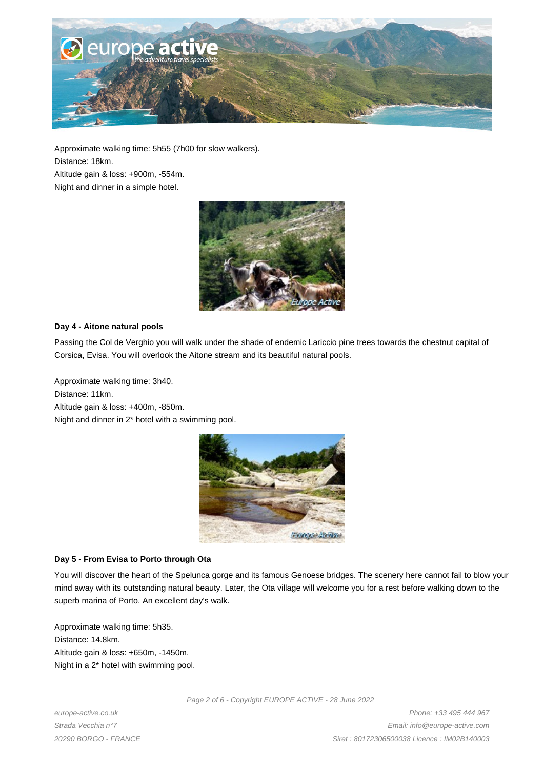Approximate walking time: 5h55 (7h00 for slow walkers).
Distance: 18km.
Altitude gain & loss: +900m, -554m.
Night and dinner in a simple hotel.

**Day 4 - Aitone natural pools**

Passing the Col de Verghio you will walk under the shade of endemic Lariccio pine trees towards the chestnut capital of Corsica, Evisa. You will overlook the Aitone stream and its beautiful natural pools.

Approximate walking time: 3h40.
Distance: 11km.
Altitude gain & loss: +400m, -850m.
Night and dinner in 2* hotel with a swimming pool.

**Day 5 - From Evisa to Porto through Ota**

You will discover the heart of the Spelunca gorge and its famous Genoese bridges. The scenery here cannot fail to blow your mind away with its outstanding natural beauty. Later, the Ota village will welcome you for a rest before walking down to the superb marina of Porto. An excellent day's walk.

Approximate walking time: 5h35.
Distance: 14.8km.
Altitude gain & loss: +650m, -1450m.
Night in a 2* hotel with swimming pool.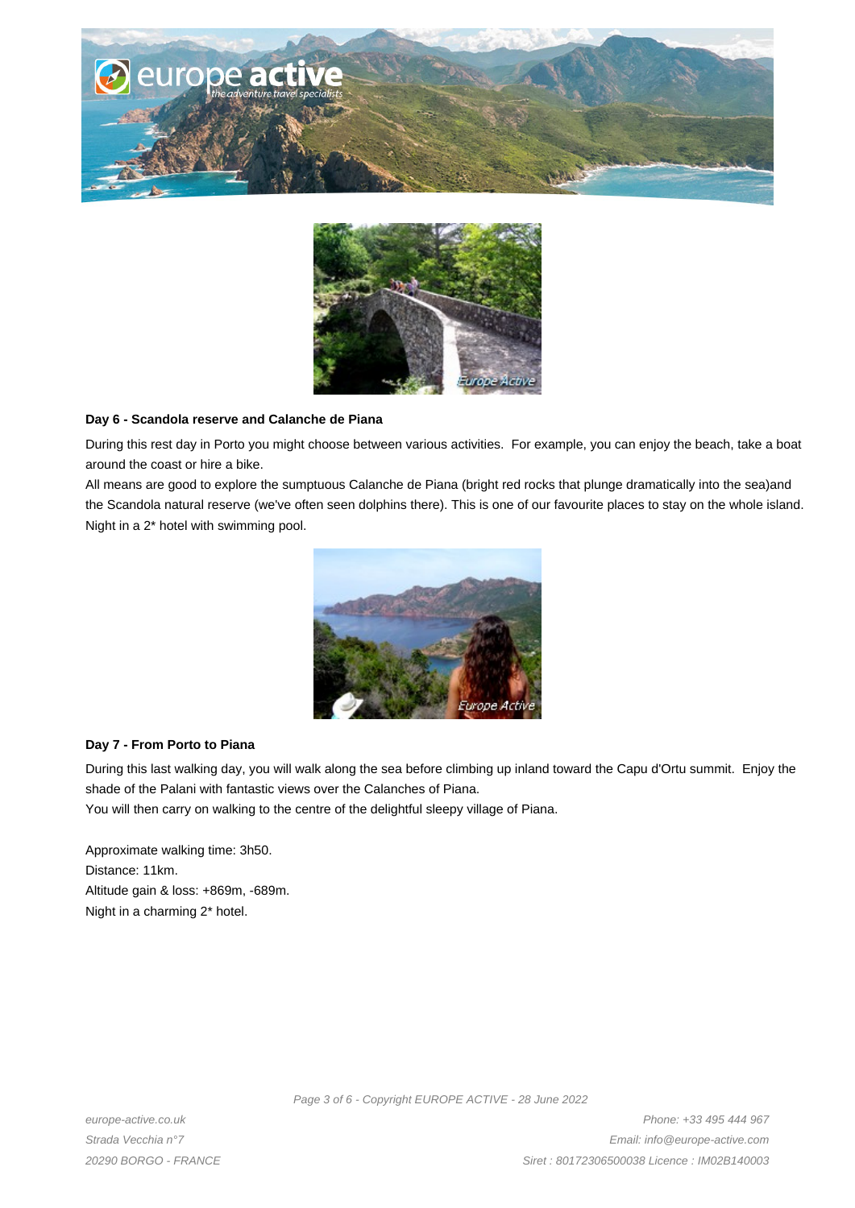**Day 6 - Scandola reserve and Calanche de Piana**

During this rest day in Porto you might choose between various activities.  For example, you can enjoy the beach, take a boat around the coast or hire a bike.

All means are good to explore the sumptuous Calanche de Piana (bright red rocks that plunge dramatically into the sea)and the Scandola natural reserve (we've often seen dolphins there). This is one of our favourite places to stay on the whole island.

Night in a 2* hotel with swimming pool.

**Day 7 - From Porto to Piana**

During this last walking day, you will walk along the sea before climbing up inland toward the Capu d'Ortu summit.  Enjoy the shade of the Palani with fantastic views over the Calanches of Piana.

You will then carry on walking to the centre of the delightful sleepy village of Piana.

Approximate walking time: 3h50.
Distance: 11km.
Altitude gain & loss: +869m, -689m.
Night in a charming 2* hotel.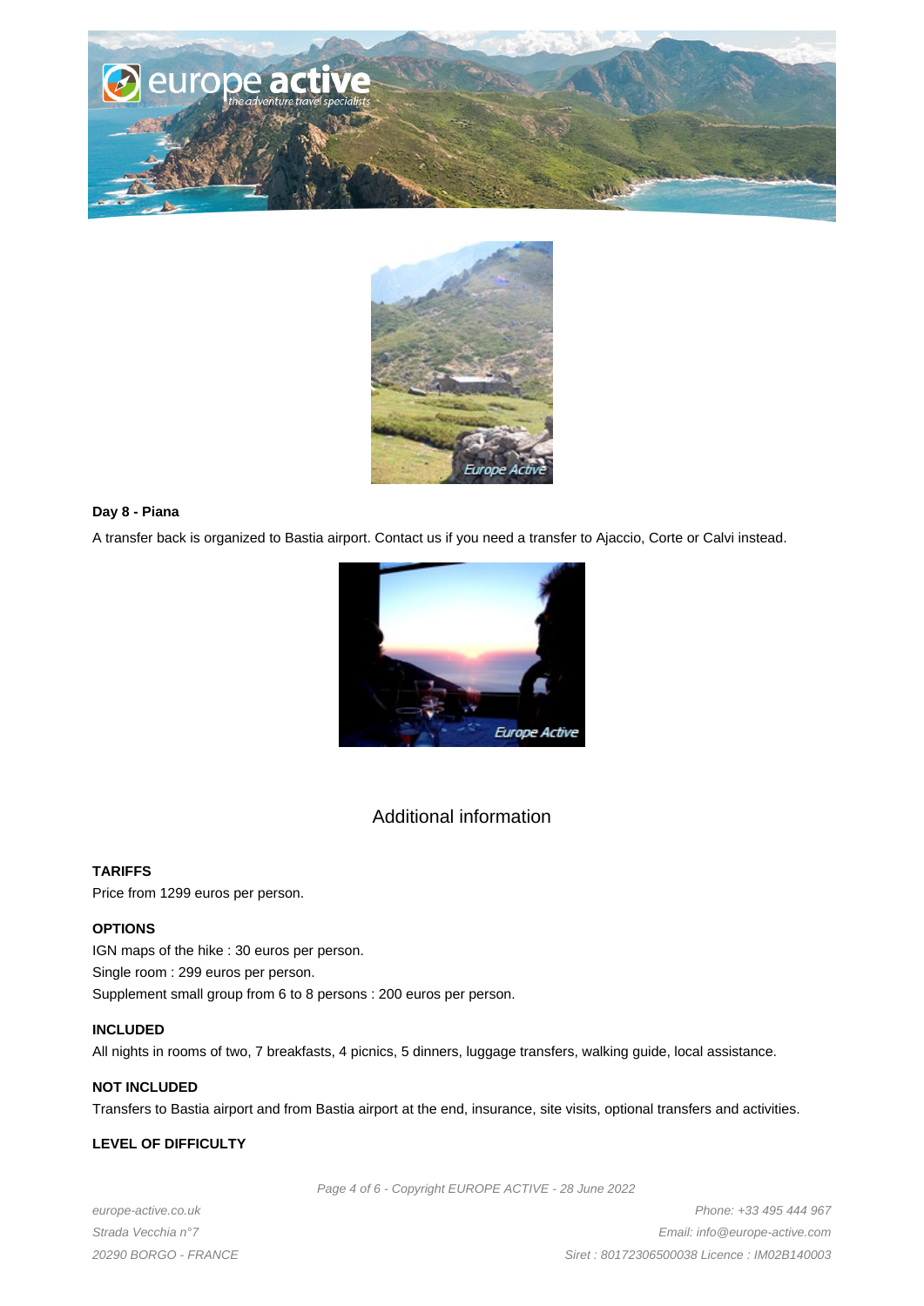**Day 8 - Piana**

A transfer back is organized to Bastia airport. Contact us if you need a transfer to Ajaccio, Corte or Calvi instead.

## Additional information

**TARIFFS**

Price from 1299 euros per person.

**OPTIONS**

IGN maps of the hike : 30 euros per person.
Single room : 299 euros per person.
Supplement small group from 6 to 8 persons : 200 euros per person.

**INCLUDED**

All nights in rooms of two, 7 breakfasts, 4 picnics, 5 dinners, luggage transfers, walking guide, local assistance.

**NOT INCLUDED**

Transfers to Bastia airport and from Bastia airport at the end, insurance, site visits, optional transfers and activities.

**LEVEL OF DIFFICULTY**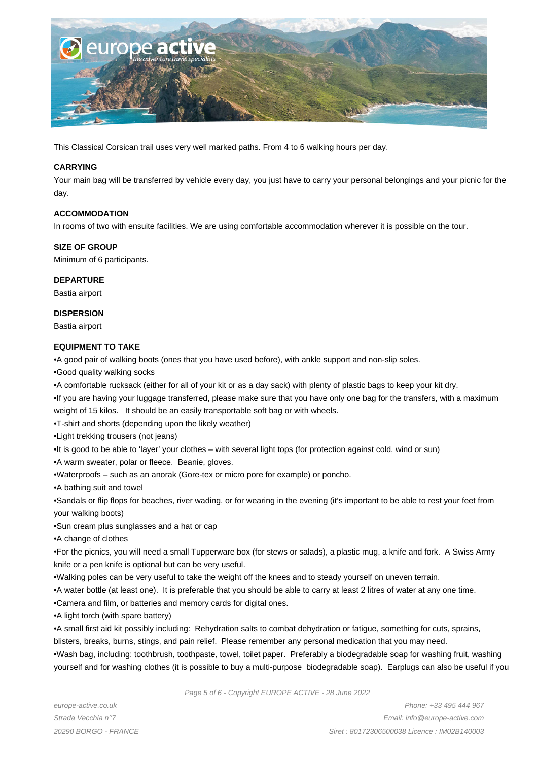This Classical Corsican trail uses very well marked paths. From 4 to 6 walking hours per day.

**CARRYING**

Your main bag will be transferred by vehicle every day, you just have to carry your personal belongings and your picnic for the day.

**ACCOMMODATION**

In rooms of two with ensuite facilities. We are using comfortable accommodation wherever it is possible on the tour.

**SIZE OF GROUP**

Minimum of 6 participants.

**DEPARTURE**

Bastia airport

**DISPERSION**

Bastia airport

**EQUIPMENT TO TAKE**

•A good pair of walking boots (ones that you have used before), with ankle support and non-slip soles.
•Good quality walking socks
•A comfortable rucksack (either for all of your kit or as a day sack) with plenty of plastic bags to keep your kit dry.
•If you are having your luggage transferred, please make sure that you have only one bag for the transfers, with a maximum weight of 15 kilos. It should be an easily transportable soft bag or with wheels.
•T-shirt and shorts (depending upon the likely weather)
•Light trekking trousers (not jeans)
•It is good to be able to 'layer' your clothes – with several light tops (for protection against cold, wind or sun)
•A warm sweater, polar or fleece. Beanie, gloves.
•Waterproofs – such as an anorak (Gore-tex or micro pore for example) or poncho.
•A bathing suit and towel
•Sandals or flip flops for beaches, river wading, or for wearing in the evening (it's important to be able to rest your feet from your walking boots)
•Sun cream plus sunglasses and a hat or cap
•A change of clothes
•For the picnics, you will need a small Tupperware box (for stews or salads), a plastic mug, a knife and fork. A Swiss Army knife or a pen knife is optional but can be very useful.
•Walking poles can be very useful to take the weight off the knees and to steady yourself on uneven terrain.
•A water bottle (at least one). It is preferable that you should be able to carry at least 2 litres of water at any one time.
•Camera and film, or batteries and memory cards for digital ones.
•A light torch (with spare battery)
•A small first aid kit possibly including: Rehydration salts to combat dehydration or fatigue, something for cuts, sprains, blisters, breaks, burns, stings, and pain relief. Please remember any personal medication that you may need.
•Wash bag, including: toothbrush, toothpaste, towel, toilet paper. Preferably a biodegradable soap for washing fruit, washing yourself and for washing clothes (it is possible to buy a multi-purpose biodegradable soap). Earplugs can also be useful if you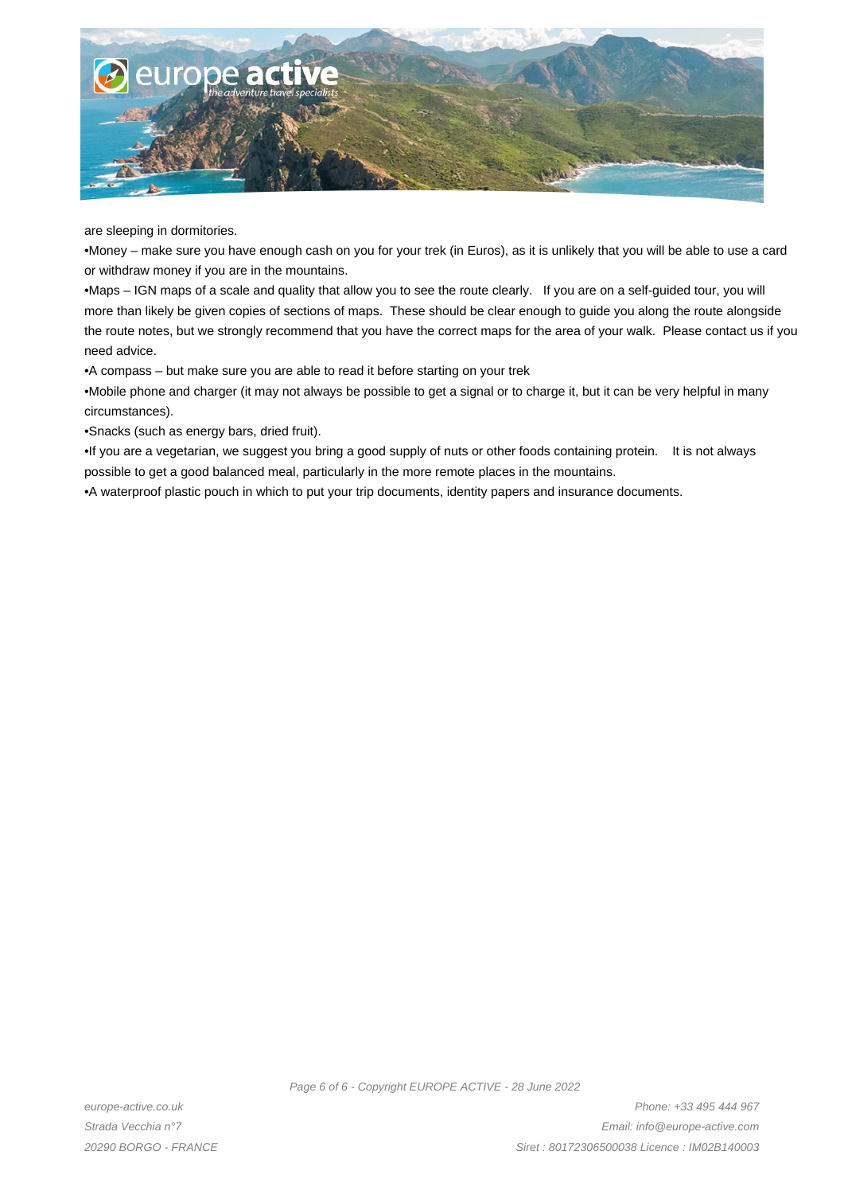are sleeping in dormitories.

•Money – make sure you have enough cash on you for your trek (in Euros), as it is unlikely that you will be able to use a card or withdraw money if you are in the mountains.

•Maps – IGN maps of a scale and quality that allow you to see the route clearly. If you are on a self-guided tour, you will more than likely be given copies of sections of maps. These should be clear enough to guide you along the route alongside the route notes, but we strongly recommend that you have the correct maps for the area of your walk. Please contact us if you need advice.

•A compass – but make sure you are able to read it before starting on your trek

•Mobile phone and charger (it may not always be possible to get a signal or to charge it, but it can be very helpful in many circumstances).

•Snacks (such as energy bars, dried fruit).

•If you are a vegetarian, we suggest you bring a good supply of nuts or other foods containing protein. It is not always possible to get a good balanced meal, particularly in the more remote places in the mountains.

•A waterproof plastic pouch in which to put your trip documents, identity papers and insurance documents.